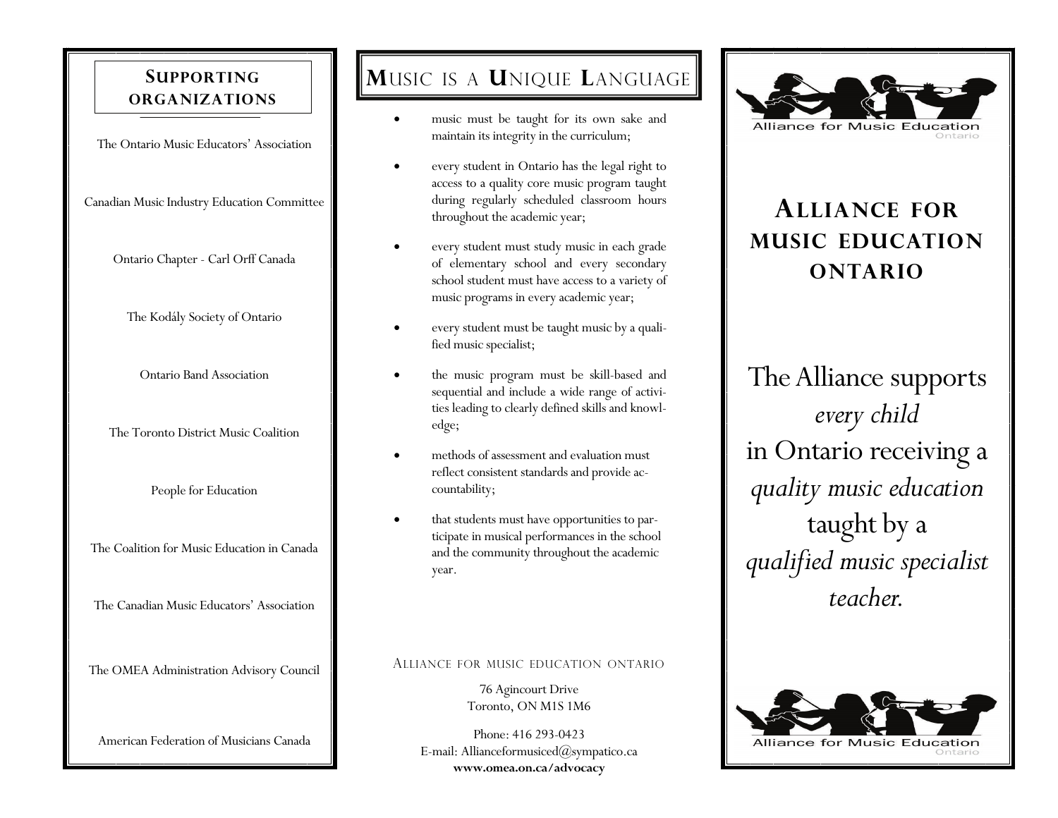## Supporting Organizations

The Ontario Music Educators' Association

Canadian Music Industry Education Committee

Ontario Chapter - Carl Orff Canada

The Kodály Society of Ontario

Ontario Band Association

The Toronto District Music Coalition

People for Education

The Coalition for Music Education in Canada

The Canadian Music Educators' Association

The OMEA Administration Advisory Council

American Federation of Musicians Canada

## Music is a Unique Language

- music must be taught for its own sake and maintain its integrity in the curriculum;
- every student in Ontario has the legal right to access to a quality core music program taught during regularly scheduled classroom hours throughout the academic year;
- every student must study music in each grade of elementary school and every secondary school student must have access to a variety of music programs in every academic year;
- every student must be taught music by a qualified music specialist;
- the music program must be skill-based and sequential and include a wide range of activities leading to clearly defined skills and knowledge;
- methods of assessment and evaluation must reflect consistent standards and provide accountability;
- that students must have opportunities to participate in musical performances in the school and the community throughout the academic year.

Alliance for music education ontario

76 Agincourt Drive
Toronto, ON M1S 1M6

Phone: 416 293-0423
E-mail: Allianceformusiced@sympatico.ca
**www.omea.on.ca/advocacy**

Alliance for Music Education Ontario

# Alliance for music education ontario

The Alliance supports *every child* in Ontario receiving a *quality music education* taught by a *qualified music specialist teacher.*

Alliance for Music Education Ontario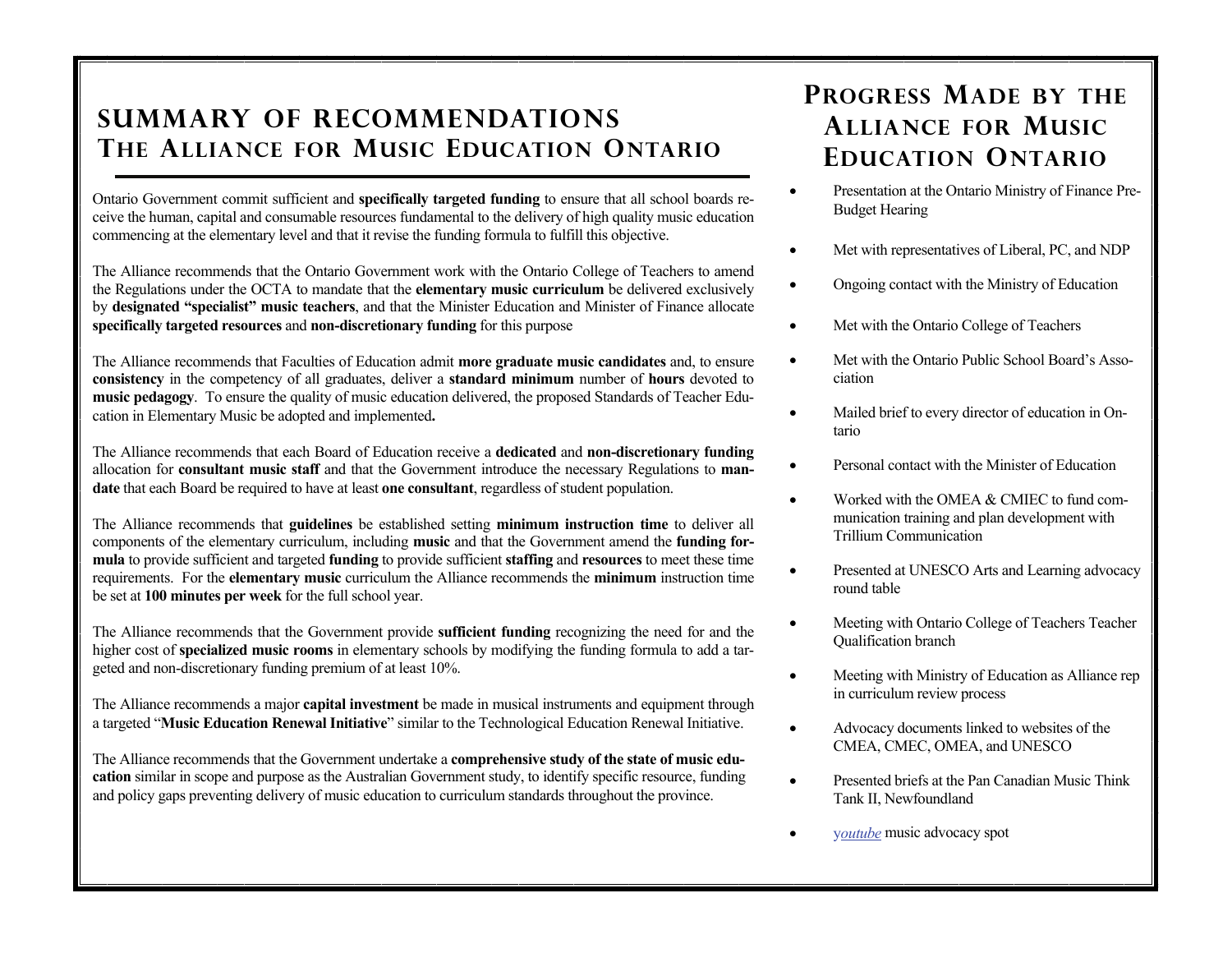## SUMMARY OF RECOMMENDATIONS
## THE ALLIANCE FOR MUSIC EDUCATION ONTARIO

Ontario Government commit sufficient and **specifically targeted funding** to ensure that all school boards receive the human, capital and consumable resources fundamental to the delivery of high quality music education commencing at the elementary level and that it revise the funding formula to fulfill this objective.

The Alliance recommends that the Ontario Government work with the Ontario College of Teachers to amend the Regulations under the OCTA to mandate that the **elementary music curriculum** be delivered exclusively by **designated "specialist" music teachers**, and that the Minister Education and Minister of Finance allocate **specifically targeted resources** and **non-discretionary funding** for this purpose

The Alliance recommends that Faculties of Education admit **more graduate music candidates** and, to ensure **consistency** in the competency of all graduates, deliver a **standard minimum** number of **hours** devoted to **music pedagogy**. To ensure the quality of music education delivered, the proposed Standards of Teacher Education in Elementary Music be adopted and implemented**.**

The Alliance recommends that each Board of Education receive a **dedicated** and **non-discretionary funding** allocation for **consultant music staff** and that the Government introduce the necessary Regulations to **mandate** that each Board be required to have at least **one consultant**, regardless of student population.

The Alliance recommends that **guidelines** be established setting **minimum instruction time** to deliver all components of the elementary curriculum, including **music** and that the Government amend the **funding formula** to provide sufficient and targeted **funding** to provide sufficient **staffing** and **resources** to meet these time requirements. For the **elementary music** curriculum the Alliance recommends the **minimum** instruction time be set at **100 minutes per week** for the full school year.

The Alliance recommends that the Government provide **sufficient funding** recognizing the need for and the higher cost of **specialized music rooms** in elementary schools by modifying the funding formula to add a targeted and non-discretionary funding premium of at least 10%.

The Alliance recommends a major **capital investment** be made in musical instruments and equipment through a targeted "**Music Education Renewal Initiative**" similar to the Technological Education Renewal Initiative.

The Alliance recommends that the Government undertake a **comprehensive study of the state of music education** similar in scope and purpose as the Australian Government study, to identify specific resource, funding and policy gaps preventing delivery of music education to curriculum standards throughout the province.

## PROGRESS MADE BY THE ALLIANCE FOR MUSIC EDUCATION ONTARIO

- Presentation at the Ontario Ministry of Finance Pre-Budget Hearing
- Met with representatives of Liberal, PC, and NDP
- Ongoing contact with the Ministry of Education
- Met with the Ontario College of Teachers
- Met with the Ontario Public School Board's Association
- Mailed brief to every director of education in Ontario
- Personal contact with the Minister of Education
- Worked with the OMEA & CMIEC to fund communication training and plan development with Trillium Communication
- Presented at UNESCO Arts and Learning advocacy round table
- Meeting with Ontario College of Teachers Teacher Qualification branch
- Meeting with Ministry of Education as Alliance rep in curriculum review process
- Advocacy documents linked to websites of the CMEA, CMEC, OMEA, and UNESCO
- Presented briefs at the Pan Canadian Music Think Tank II, Newfoundland
- *youtube* music advocacy spot